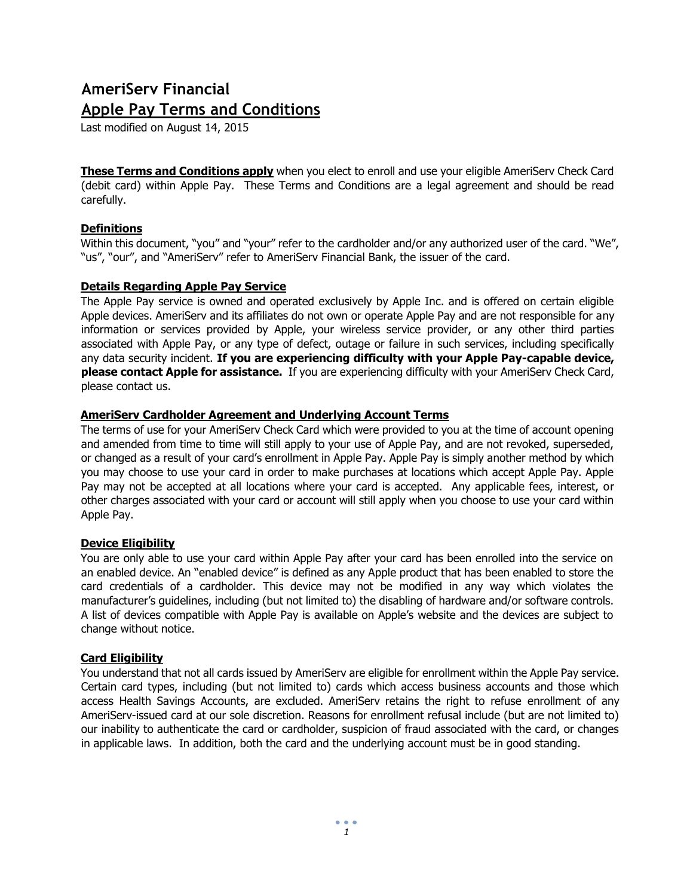# AmeriServ Financial

## Apple Pay Terms and Conditions

Last modified on August 14, 2015

**These Terms and Conditions apply** when you elect to enroll and use your eligible AmeriServ Check Card (debit card) within Apple Pay. These Terms and Conditions are a legal agreement and should be read carefully.

### Definitions

Within this document, "you" and "your" refer to the cardholder and/or any authorized user of the card. "We", "us", "our", and "AmeriServ" refer to AmeriServ Financial Bank, the issuer of the card.

### Details Regarding Apple Pay Service

The Apple Pay service is owned and operated exclusively by Apple Inc. and is offered on certain eligible Apple devices. AmeriServ and its affiliates do not own or operate Apple Pay and are not responsible for any information or services provided by Apple, your wireless service provider, or any other third parties associated with Apple Pay, or any type of defect, outage or failure in such services, including specifically any data security incident. **If you are experiencing difficulty with your Apple Pay-capable device, please contact Apple for assistance.** If you are experiencing difficulty with your AmeriServ Check Card, please contact us.

### AmeriServ Cardholder Agreement and Underlying Account Terms

The terms of use for your AmeriServ Check Card which were provided to you at the time of account opening and amended from time to time will still apply to your use of Apple Pay, and are not revoked, superseded, or changed as a result of your card's enrollment in Apple Pay. Apple Pay is simply another method by which you may choose to use your card in order to make purchases at locations which accept Apple Pay. Apple Pay may not be accepted at all locations where your card is accepted. Any applicable fees, interest, or other charges associated with your card or account will still apply when you choose to use your card within Apple Pay.

### Device Eligibility

You are only able to use your card within Apple Pay after your card has been enrolled into the service on an enabled device. An "enabled device" is defined as any Apple product that has been enabled to store the card credentials of a cardholder. This device may not be modified in any way which violates the manufacturer's guidelines, including (but not limited to) the disabling of hardware and/or software controls. A list of devices compatible with Apple Pay is available on Apple's website and the devices are subject to change without notice.

### Card Eligibility

You understand that not all cards issued by AmeriServ are eligible for enrollment within the Apple Pay service. Certain card types, including (but not limited to) cards which access business accounts and those which access Health Savings Accounts, are excluded. AmeriServ retains the right to refuse enrollment of any AmeriServ-issued card at our sole discretion. Reasons for enrollment refusal include (but are not limited to) our inability to authenticate the card or cardholder, suspicion of fraud associated with the card, or changes in applicable laws. In addition, both the card and the underlying account must be in good standing.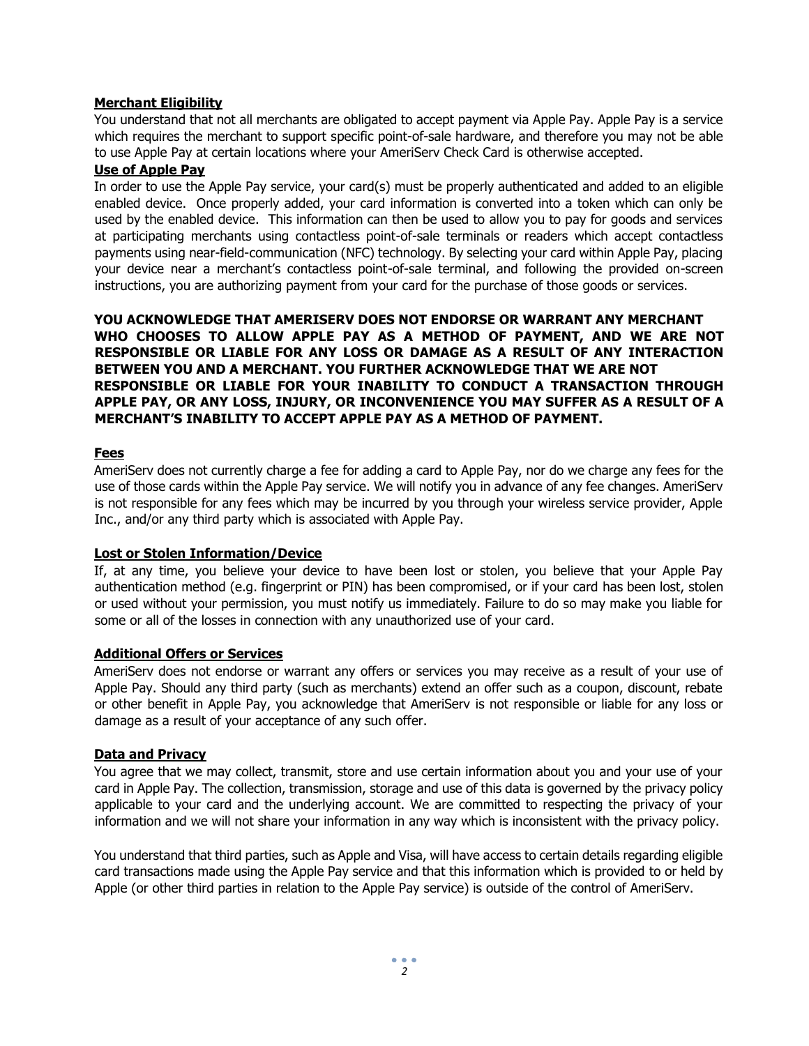**Merchant Eligibility**

You understand that not all merchants are obligated to accept payment via Apple Pay. Apple Pay is a service which requires the merchant to support specific point-of-sale hardware, and therefore you may not be able to use Apple Pay at certain locations where your AmeriServ Check Card is otherwise accepted.

**Use of Apple Pay**

In order to use the Apple Pay service, your card(s) must be properly authenticated and added to an eligible enabled device. Once properly added, your card information is converted into a token which can only be used by the enabled device. This information can then be used to allow you to pay for goods and services at participating merchants using contactless point-of-sale terminals or readers which accept contactless payments using near-field-communication (NFC) technology. By selecting your card within Apple Pay, placing your device near a merchant's contactless point-of-sale terminal, and following the provided on-screen instructions, you are authorizing payment from your card for the purchase of those goods or services.

**YOU ACKNOWLEDGE THAT AMERISERV DOES NOT ENDORSE OR WARRANT ANY MERCHANT WHO CHOOSES TO ALLOW APPLE PAY AS A METHOD OF PAYMENT, AND WE ARE NOT RESPONSIBLE OR LIABLE FOR ANY LOSS OR DAMAGE AS A RESULT OF ANY INTERACTION BETWEEN YOU AND A MERCHANT. YOU FURTHER ACKNOWLEDGE THAT WE ARE NOT RESPONSIBLE OR LIABLE FOR YOUR INABILITY TO CONDUCT A TRANSACTION THROUGH APPLE PAY, OR ANY LOSS, INJURY, OR INCONVENIENCE YOU MAY SUFFER AS A RESULT OF A MERCHANT'S INABILITY TO ACCEPT APPLE PAY AS A METHOD OF PAYMENT.**

**Fees**

AmeriServ does not currently charge a fee for adding a card to Apple Pay, nor do we charge any fees for the use of those cards within the Apple Pay service. We will notify you in advance of any fee changes. AmeriServ is not responsible for any fees which may be incurred by you through your wireless service provider, Apple Inc., and/or any third party which is associated with Apple Pay.

**Lost or Stolen Information/Device**

If, at any time, you believe your device to have been lost or stolen, you believe that your Apple Pay authentication method (e.g. fingerprint or PIN) has been compromised, or if your card has been lost, stolen or used without your permission, you must notify us immediately. Failure to do so may make you liable for some or all of the losses in connection with any unauthorized use of your card.

**Additional Offers or Services**

AmeriServ does not endorse or warrant any offers or services you may receive as a result of your use of Apple Pay. Should any third party (such as merchants) extend an offer such as a coupon, discount, rebate or other benefit in Apple Pay, you acknowledge that AmeriServ is not responsible or liable for any loss or damage as a result of your acceptance of any such offer.

**Data and Privacy**

You agree that we may collect, transmit, store and use certain information about you and your use of your card in Apple Pay. The collection, transmission, storage and use of this data is governed by the privacy policy applicable to your card and the underlying account. We are committed to respecting the privacy of your information and we will not share your information in any way which is inconsistent with the privacy policy.

You understand that third parties, such as Apple and Visa, will have access to certain details regarding eligible card transactions made using the Apple Pay service and that this information which is provided to or held by Apple (or other third parties in relation to the Apple Pay service) is outside of the control of AmeriServ.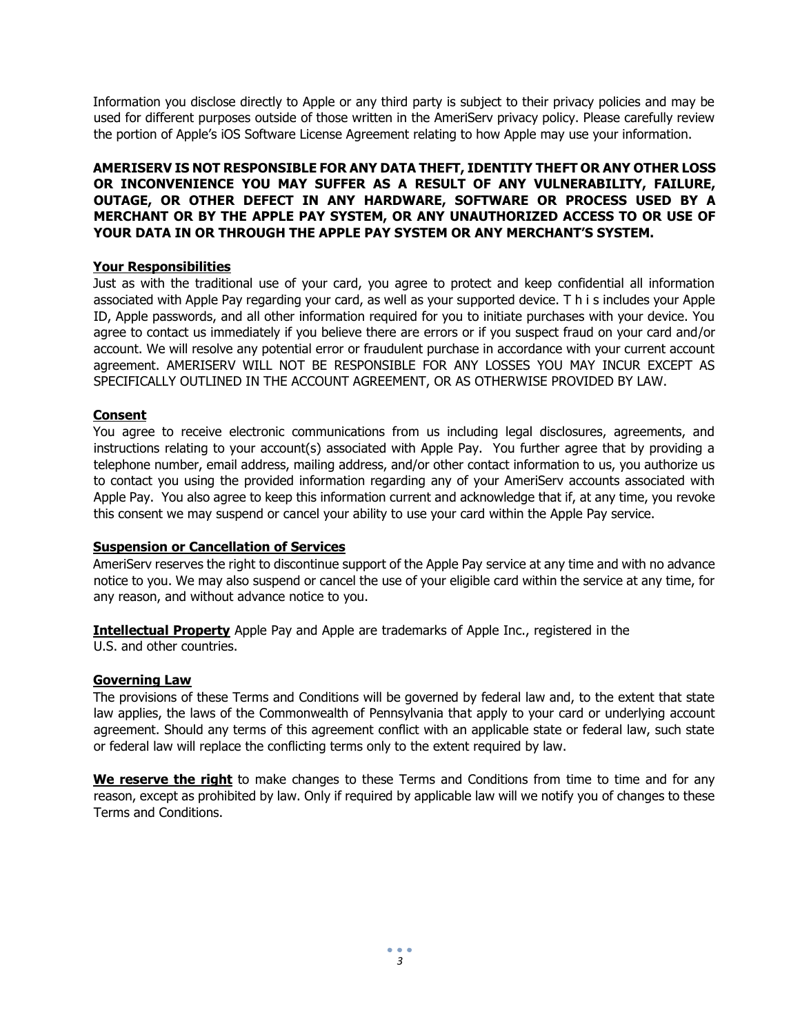Information you disclose directly to Apple or any third party is subject to their privacy policies and may be used for different purposes outside of those written in the AmeriServ privacy policy. Please carefully review the portion of Apple's iOS Software License Agreement relating to how Apple may use your information.

**AMERISERV IS NOT RESPONSIBLE FOR ANY DATA THEFT, IDENTITY THEFT OR ANY OTHER LOSS OR INCONVENIENCE YOU MAY SUFFER AS A RESULT OF ANY VULNERABILITY, FAILURE, OUTAGE, OR OTHER DEFECT IN ANY HARDWARE, SOFTWARE OR PROCESS USED BY A MERCHANT OR BY THE APPLE PAY SYSTEM, OR ANY UNAUTHORIZED ACCESS TO OR USE OF YOUR DATA IN OR THROUGH THE APPLE PAY SYSTEM OR ANY MERCHANT'S SYSTEM.**

**Your Responsibilities**

Just as with the traditional use of your card, you agree to protect and keep confidential all information associated with Apple Pay regarding your card, as well as your supported device. T h i s includes your Apple ID, Apple passwords, and all other information required for you to initiate purchases with your device. You agree to contact us immediately if you believe there are errors or if you suspect fraud on your card and/or account. We will resolve any potential error or fraudulent purchase in accordance with your current account agreement. AMERISERV WILL NOT BE RESPONSIBLE FOR ANY LOSSES YOU MAY INCUR EXCEPT AS SPECIFICALLY OUTLINED IN THE ACCOUNT AGREEMENT, OR AS OTHERWISE PROVIDED BY LAW.

**Consent**

You agree to receive electronic communications from us including legal disclosures, agreements, and instructions relating to your account(s) associated with Apple Pay. You further agree that by providing a telephone number, email address, mailing address, and/or other contact information to us, you authorize us to contact you using the provided information regarding any of your AmeriServ accounts associated with Apple Pay. You also agree to keep this information current and acknowledge that if, at any time, you revoke this consent we may suspend or cancel your ability to use your card within the Apple Pay service.

**Suspension or Cancellation of Services**

AmeriServ reserves the right to discontinue support of the Apple Pay service at any time and with no advance notice to you. We may also suspend or cancel the use of your eligible card within the service at any time, for any reason, and without advance notice to you.

**Intellectual Property** Apple Pay and Apple are trademarks of Apple Inc., registered in the U.S. and other countries.

**Governing Law**

The provisions of these Terms and Conditions will be governed by federal law and, to the extent that state law applies, the laws of the Commonwealth of Pennsylvania that apply to your card or underlying account agreement. Should any terms of this agreement conflict with an applicable state or federal law, such state or federal law will replace the conflicting terms only to the extent required by law.

**We reserve the right** to make changes to these Terms and Conditions from time to time and for any reason, except as prohibited by law. Only if required by applicable law will we notify you of changes to these Terms and Conditions.